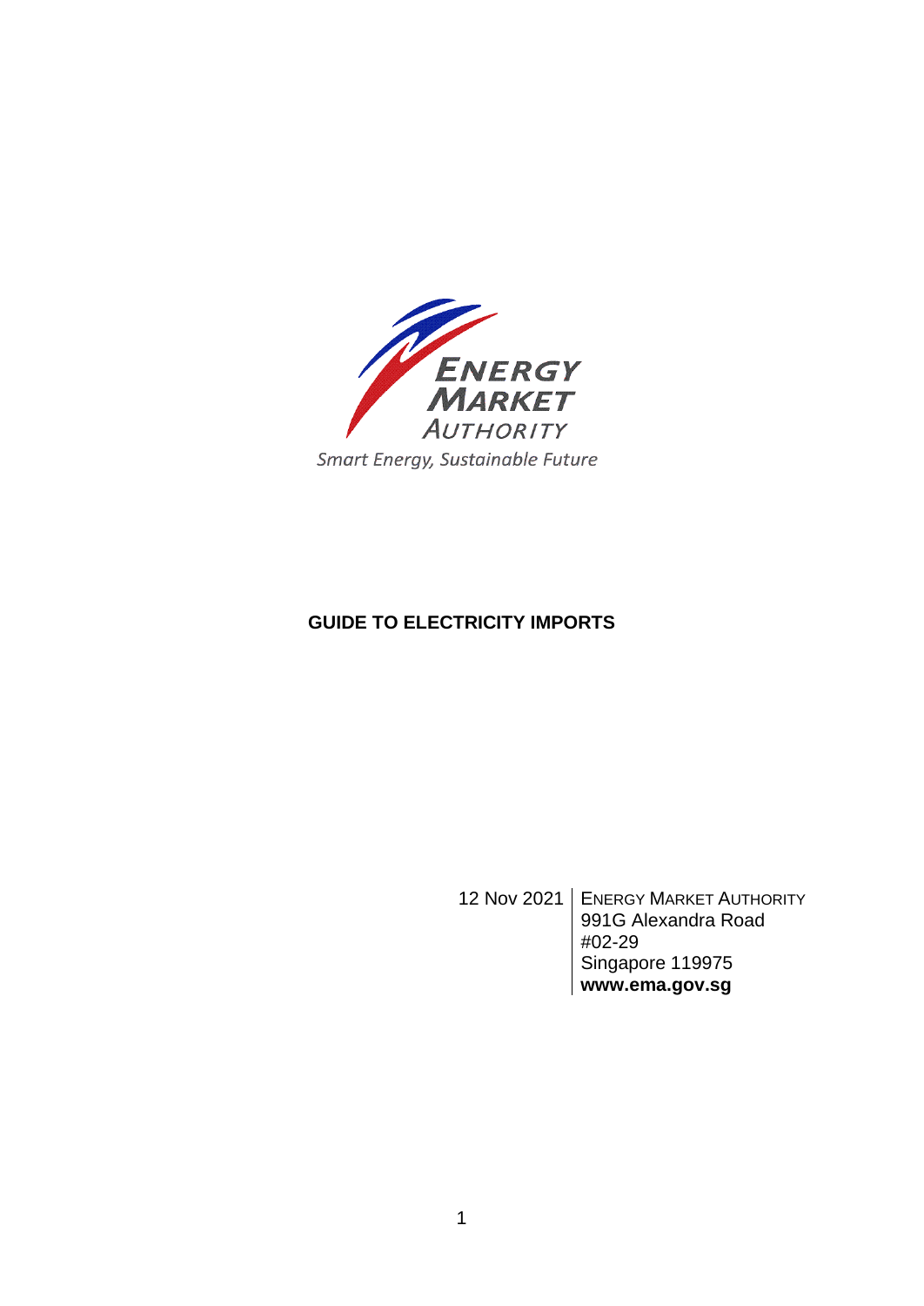ENERGY MARKET AUTHORITY

Smart Energy, Sustainable Future

# GUIDE TO ELECTRICITY IMPORTS

12 Nov 2021

ENERGY MARKET AUTHORITY
991G Alexandra Road
#02-29
Singapore 119975
**www.ema.gov.sg**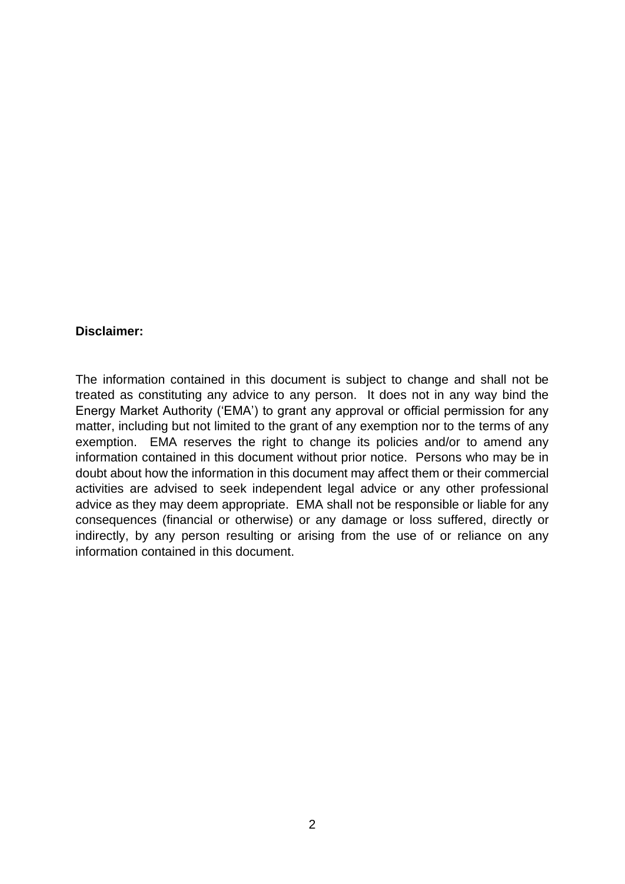**Disclaimer:**

The information contained in this document is subject to change and shall not be treated as constituting any advice to any person. It does not in any way bind the Energy Market Authority ('EMA') to grant any approval or official permission for any matter, including but not limited to the grant of any exemption nor to the terms of any exemption. EMA reserves the right to change its policies and/or to amend any information contained in this document without prior notice. Persons who may be in doubt about how the information in this document may affect them or their commercial activities are advised to seek independent legal advice or any other professional advice as they may deem appropriate. EMA shall not be responsible or liable for any consequences (financial or otherwise) or any damage or loss suffered, directly or indirectly, by any person resulting or arising from the use of or reliance on any information contained in this document.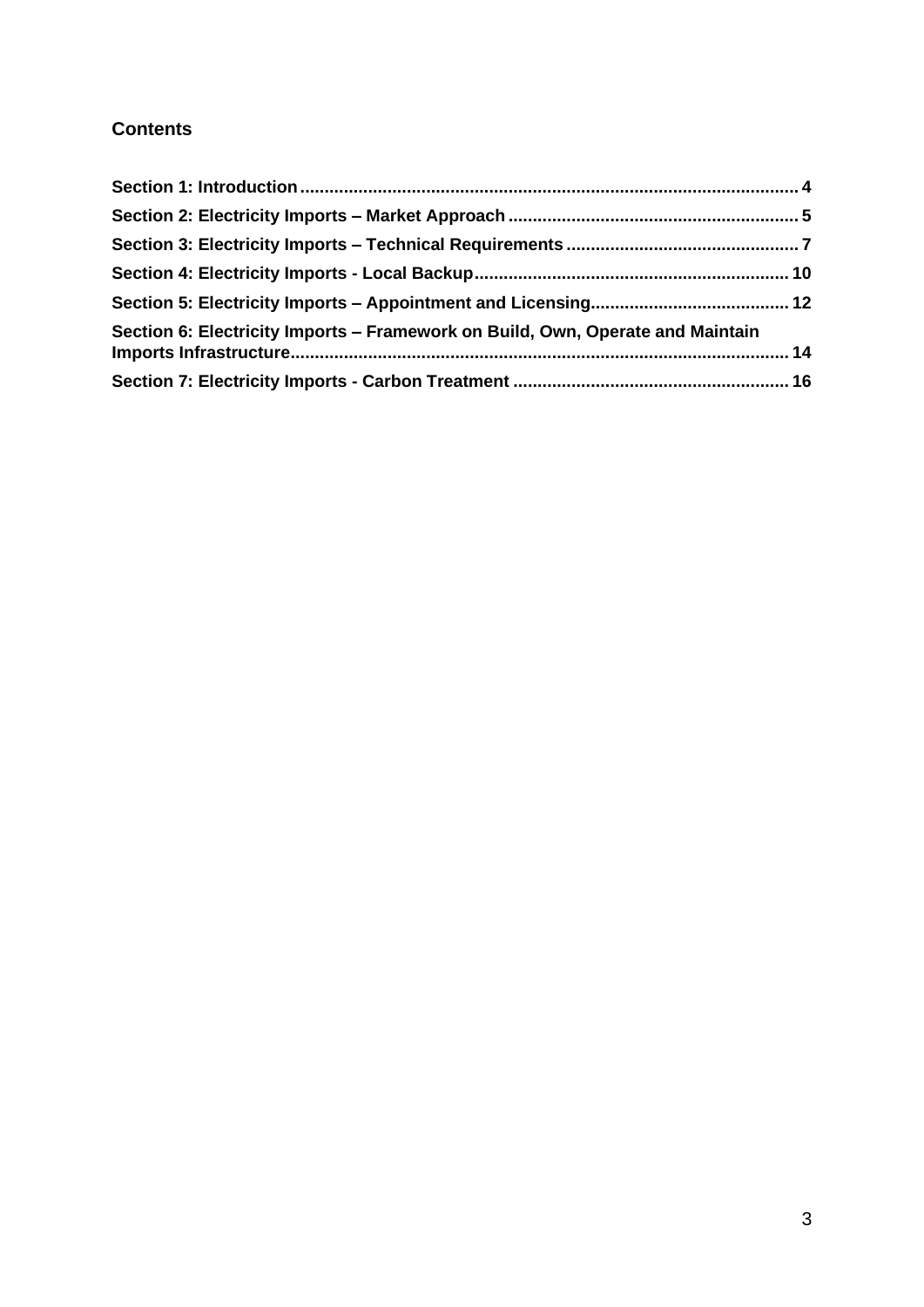## Contents

**Section 1: Introduction ........ 4**

**Section 2: Electricity Imports – Market Approach ........ 5**

**Section 3: Electricity Imports – Technical Requirements ........ 7**

**Section 4: Electricity Imports - Local Backup ........ 10**

**Section 5: Electricity Imports – Appointment and Licensing ........ 12**

**Section 6: Electricity Imports – Framework on Build, Own, Operate and Maintain Imports Infrastructure ........ 14**

**Section 7: Electricity Imports - Carbon Treatment ........ 16**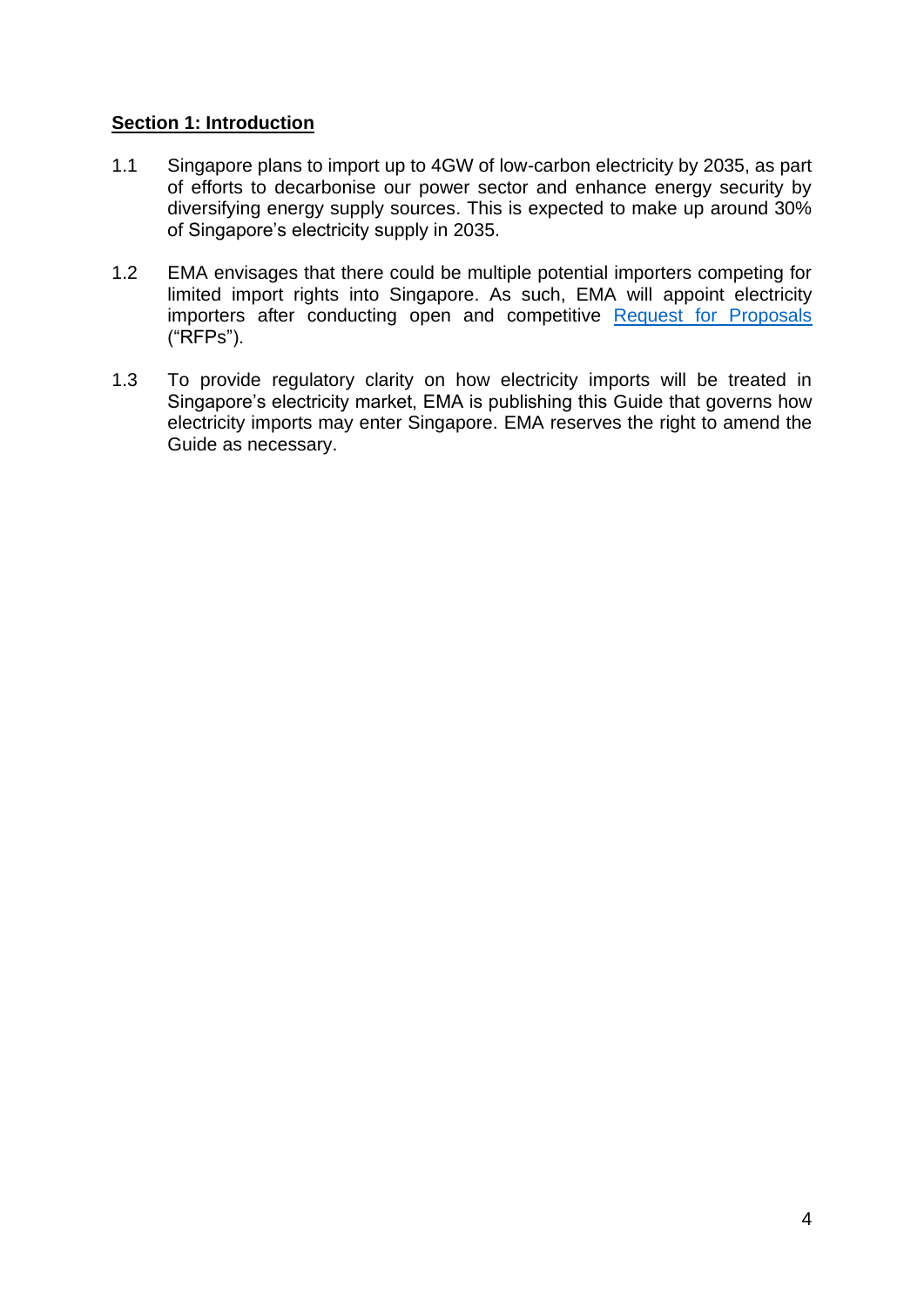## Section 1: Introduction

1.1 Singapore plans to import up to 4GW of low-carbon electricity by 2035, as part of efforts to decarbonise our power sector and enhance energy security by diversifying energy supply sources. This is expected to make up around 30% of Singapore's electricity supply in 2035.

1.2 EMA envisages that there could be multiple potential importers competing for limited import rights into Singapore. As such, EMA will appoint electricity importers after conducting open and competitive Request for Proposals ("RFPs").

1.3 To provide regulatory clarity on how electricity imports will be treated in Singapore's electricity market, EMA is publishing this Guide that governs how electricity imports may enter Singapore. EMA reserves the right to amend the Guide as necessary.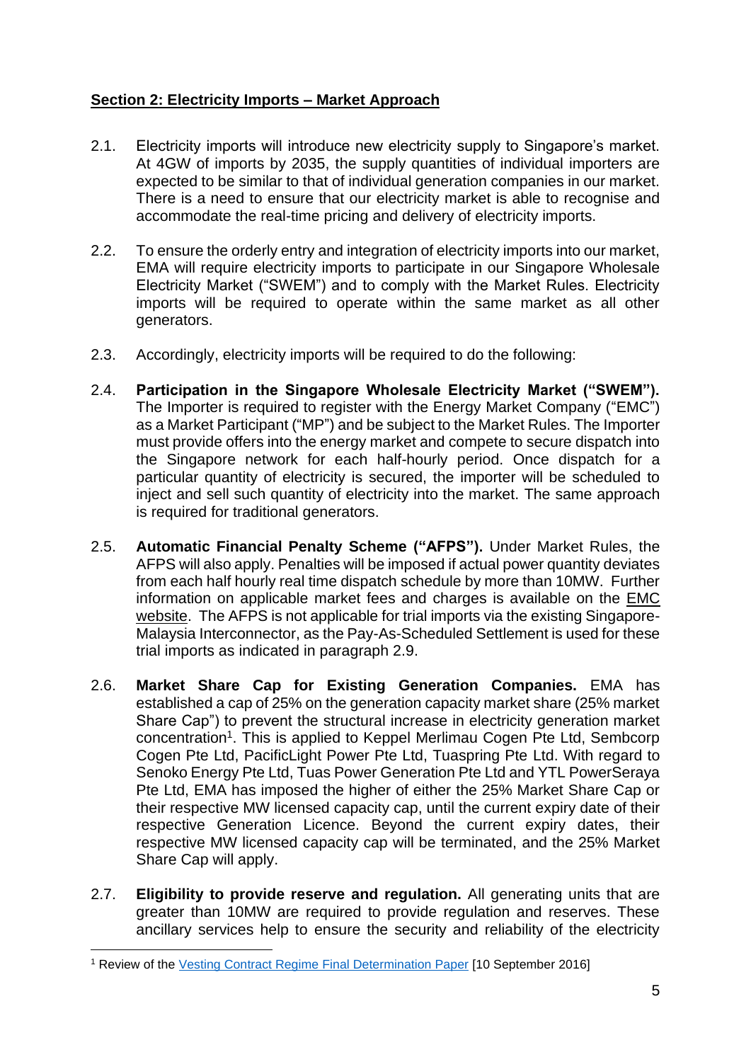**Section 2: Electricity Imports – Market Approach**

2.1. Electricity imports will introduce new electricity supply to Singapore's market. At 4GW of imports by 2035, the supply quantities of individual importers are expected to be similar to that of individual generation companies in our market. There is a need to ensure that our electricity market is able to recognise and accommodate the real-time pricing and delivery of electricity imports.

2.2. To ensure the orderly entry and integration of electricity imports into our market, EMA will require electricity imports to participate in our Singapore Wholesale Electricity Market ("SWEM") and to comply with the Market Rules. Electricity imports will be required to operate within the same market as all other generators.

2.3. Accordingly, electricity imports will be required to do the following:

2.4. **Participation in the Singapore Wholesale Electricity Market ("SWEM").** The Importer is required to register with the Energy Market Company ("EMC") as a Market Participant ("MP") and be subject to the Market Rules. The Importer must provide offers into the energy market and compete to secure dispatch into the Singapore network for each half-hourly period. Once dispatch for a particular quantity of electricity is secured, the importer will be scheduled to inject and sell such quantity of electricity into the market. The same approach is required for traditional generators.

2.5. **Automatic Financial Penalty Scheme ("AFPS").** Under Market Rules, the AFPS will also apply. Penalties will be imposed if actual power quantity deviates from each half hourly real time dispatch schedule by more than 10MW. Further information on applicable market fees and charges is available on the EMC website. The AFPS is not applicable for trial imports via the existing Singapore-Malaysia Interconnector, as the Pay-As-Scheduled Settlement is used for these trial imports as indicated in paragraph 2.9.

2.6. **Market Share Cap for Existing Generation Companies.** EMA has established a cap of 25% on the generation capacity market share (25% market Share Cap") to prevent the structural increase in electricity generation market concentration[1]. This is applied to Keppel Merlimau Cogen Pte Ltd, Sembcorp Cogen Pte Ltd, PacificLight Power Pte Ltd, Tuaspring Pte Ltd. With regard to Senoko Energy Pte Ltd, Tuas Power Generation Pte Ltd and YTL PowerSeraya Pte Ltd, EMA has imposed the higher of either the 25% Market Share Cap or their respective MW licensed capacity cap, until the current expiry date of their respective Generation Licence. Beyond the current expiry dates, their respective MW licensed capacity cap will be terminated, and the 25% Market Share Cap will apply.

2.7. **Eligibility to provide reserve and regulation.** All generating units that are greater than 10MW are required to provide regulation and reserves. These ancillary services help to ensure the security and reliability of the electricity

[1] Review of the Vesting Contract Regime Final Determination Paper [10 September 2016]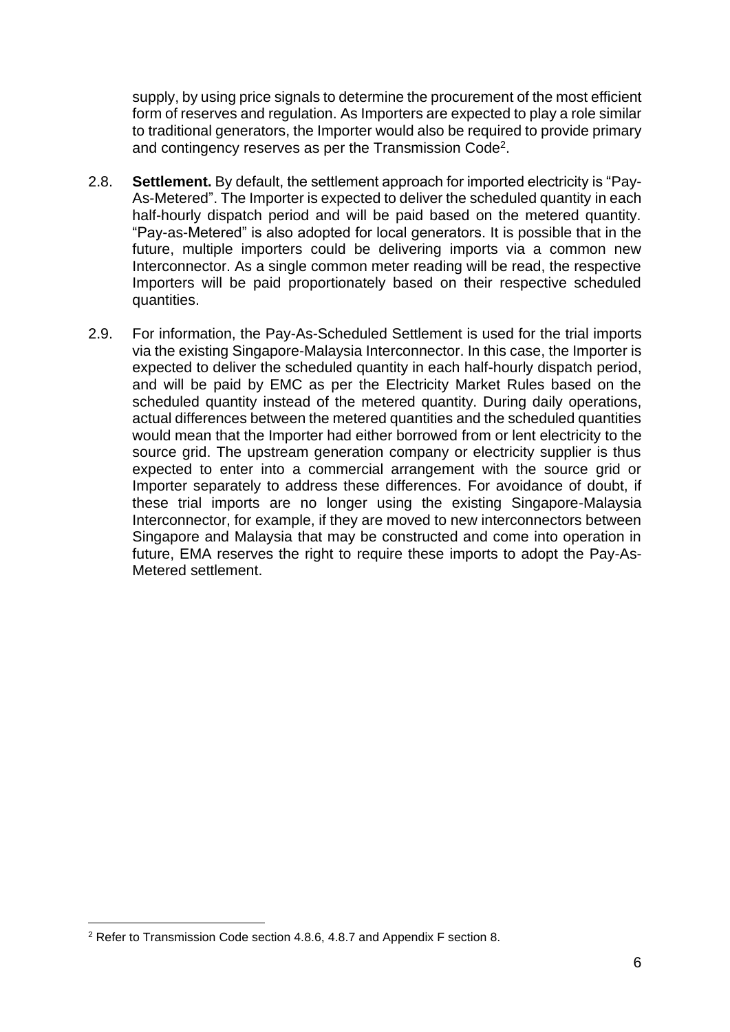supply, by using price signals to determine the procurement of the most efficient form of reserves and regulation. As Importers are expected to play a role similar to traditional generators, the Importer would also be required to provide primary and contingency reserves as per the Transmission Code[2].

2.8. **Settlement.** By default, the settlement approach for imported electricity is "Pay-As-Metered". The Importer is expected to deliver the scheduled quantity in each half-hourly dispatch period and will be paid based on the metered quantity. "Pay-as-Metered" is also adopted for local generators. It is possible that in the future, multiple importers could be delivering imports via a common new Interconnector. As a single common meter reading will be read, the respective Importers will be paid proportionately based on their respective scheduled quantities.

2.9. For information, the Pay-As-Scheduled Settlement is used for the trial imports via the existing Singapore-Malaysia Interconnector. In this case, the Importer is expected to deliver the scheduled quantity in each half-hourly dispatch period, and will be paid by EMC as per the Electricity Market Rules based on the scheduled quantity instead of the metered quantity. During daily operations, actual differences between the metered quantities and the scheduled quantities would mean that the Importer had either borrowed from or lent electricity to the source grid. The upstream generation company or electricity supplier is thus expected to enter into a commercial arrangement with the source grid or Importer separately to address these differences. For avoidance of doubt, if these trial imports are no longer using the existing Singapore-Malaysia Interconnector, for example, if they are moved to new interconnectors between Singapore and Malaysia that may be constructed and come into operation in future, EMA reserves the right to require these imports to adopt the Pay-As-Metered settlement.

---

[2] Refer to Transmission Code section 4.8.6, 4.8.7 and Appendix F section 8.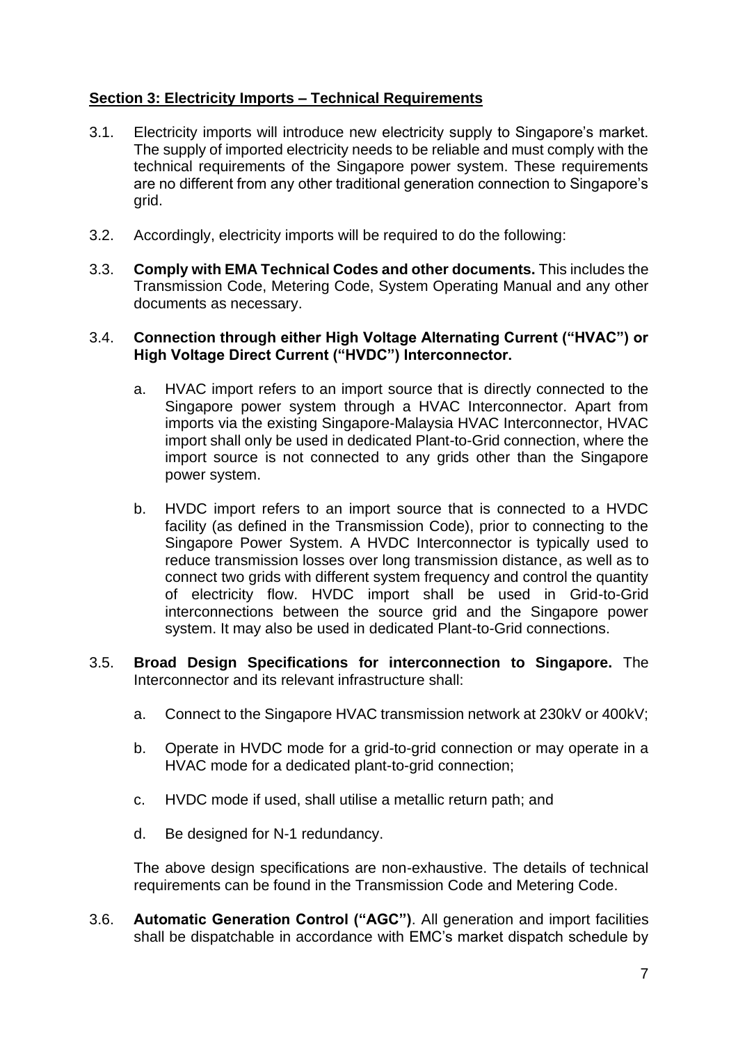## Section 3: Electricity Imports – Technical Requirements

3.1. Electricity imports will introduce new electricity supply to Singapore's market. The supply of imported electricity needs to be reliable and must comply with the technical requirements of the Singapore power system. These requirements are no different from any other traditional generation connection to Singapore's grid.

3.2. Accordingly, electricity imports will be required to do the following:

3.3. **Comply with EMA Technical Codes and other documents.** This includes the Transmission Code, Metering Code, System Operating Manual and any other documents as necessary.

3.4. **Connection through either High Voltage Alternating Current ("HVAC") or High Voltage Direct Current ("HVDC") Interconnector.**

a. HVAC import refers to an import source that is directly connected to the Singapore power system through a HVAC Interconnector. Apart from imports via the existing Singapore-Malaysia HVAC Interconnector, HVAC import shall only be used in dedicated Plant-to-Grid connection, where the import source is not connected to any grids other than the Singapore power system.

b. HVDC import refers to an import source that is connected to a HVDC facility (as defined in the Transmission Code), prior to connecting to the Singapore Power System. A HVDC Interconnector is typically used to reduce transmission losses over long transmission distance, as well as to connect two grids with different system frequency and control the quantity of electricity flow. HVDC import shall be used in Grid-to-Grid interconnections between the source grid and the Singapore power system. It may also be used in dedicated Plant-to-Grid connections.

3.5. **Broad Design Specifications for interconnection to Singapore.** The Interconnector and its relevant infrastructure shall:

a. Connect to the Singapore HVAC transmission network at 230kV or 400kV;

b. Operate in HVDC mode for a grid-to-grid connection or may operate in a HVAC mode for a dedicated plant-to-grid connection;

c. HVDC mode if used, shall utilise a metallic return path; and

d. Be designed for N-1 redundancy.

The above design specifications are non-exhaustive. The details of technical requirements can be found in the Transmission Code and Metering Code.

3.6. **Automatic Generation Control ("AGC")**. All generation and import facilities shall be dispatchable in accordance with EMC's market dispatch schedule by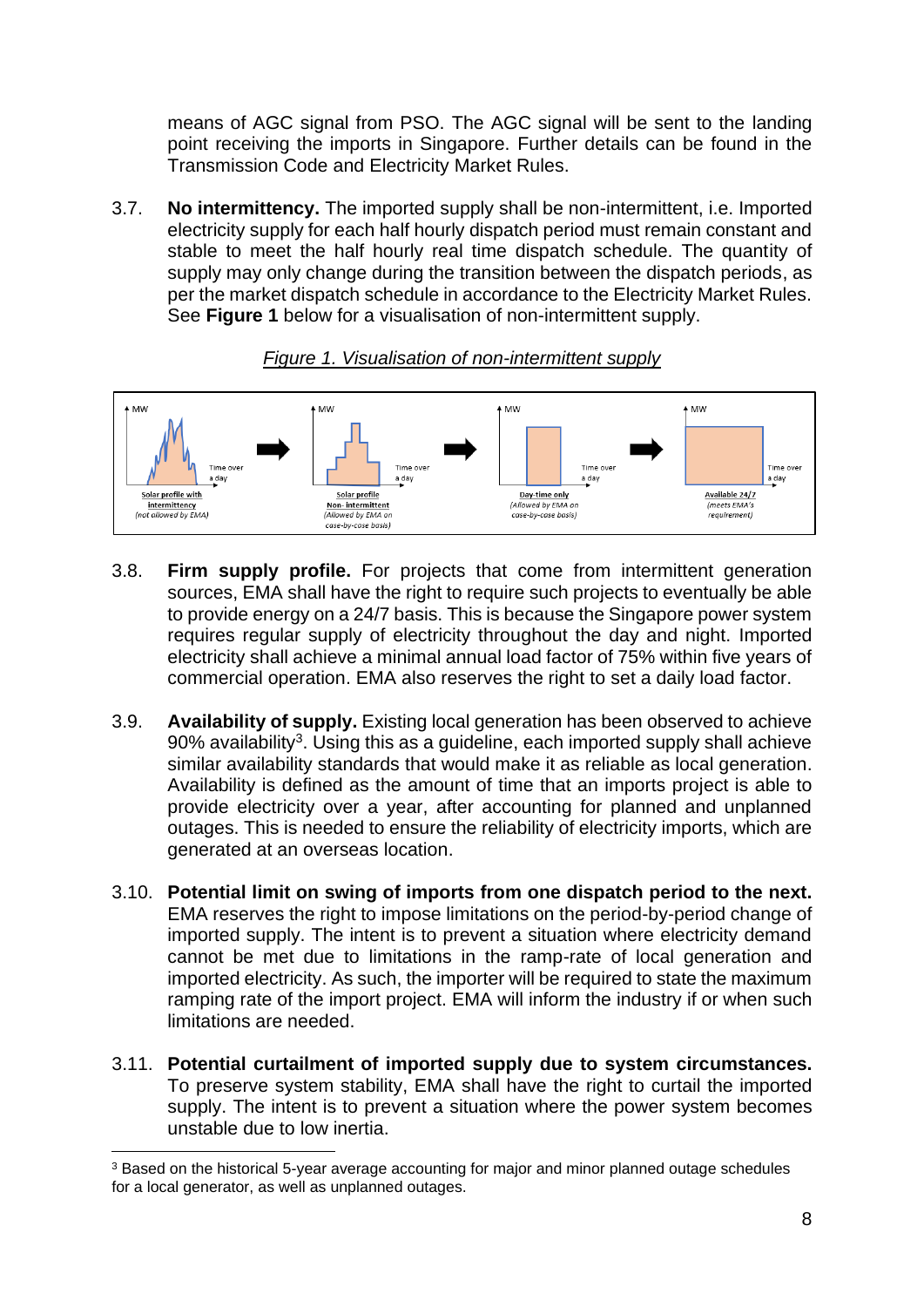means of AGC signal from PSO. The AGC signal will be sent to the landing point receiving the imports in Singapore. Further details can be found in the Transmission Code and Electricity Market Rules.

3.7. **No intermittency.** The imported supply shall be non-intermittent, i.e. Imported electricity supply for each half hourly dispatch period must remain constant and stable to meet the half hourly real time dispatch schedule. The quantity of supply may only change during the transition between the dispatch periods, as per the market dispatch schedule in accordance to the Electricity Market Rules. See **Figure 1** below for a visualisation of non-intermittent supply.

*Figure 1. Visualisation of non-intermittent supply*

MW — Solar profile with intermittency (not allowed by EMA) — Time over a day
→ MW — Solar profile Non-intermittent (Allowed by EMA on case-by-case basis) — Time over a day
→ MW — Day-time only (Allowed by EMA on case-by-case basis) — Time over a day
→ MW — Available 24/7 (meets EMA's requirement) — Time over a day

3.8. **Firm supply profile.** For projects that come from intermittent generation sources, EMA shall have the right to require such projects to eventually be able to provide energy on a 24/7 basis. This is because the Singapore power system requires regular supply of electricity throughout the day and night. Imported electricity shall achieve a minimal annual load factor of 75% within five years of commercial operation. EMA also reserves the right to set a daily load factor.

3.9. **Availability of supply.** Existing local generation has been observed to achieve 90% availability[3]. Using this as a guideline, each imported supply shall achieve similar availability standards that would make it as reliable as local generation. Availability is defined as the amount of time that an imports project is able to provide electricity over a year, after accounting for planned and unplanned outages. This is needed to ensure the reliability of electricity imports, which are generated at an overseas location.

3.10. **Potential limit on swing of imports from one dispatch period to the next.** EMA reserves the right to impose limitations on the period-by-period change of imported supply. The intent is to prevent a situation where electricity demand cannot be met due to limitations in the ramp-rate of local generation and imported electricity. As such, the importer will be required to state the maximum ramping rate of the import project. EMA will inform the industry if or when such limitations are needed.

3.11. **Potential curtailment of imported supply due to system circumstances.** To preserve system stability, EMA shall have the right to curtail the imported supply. The intent is to prevent a situation where the power system becomes unstable due to low inertia.

[3] Based on the historical 5-year average accounting for major and minor planned outage schedules for a local generator, as well as unplanned outages.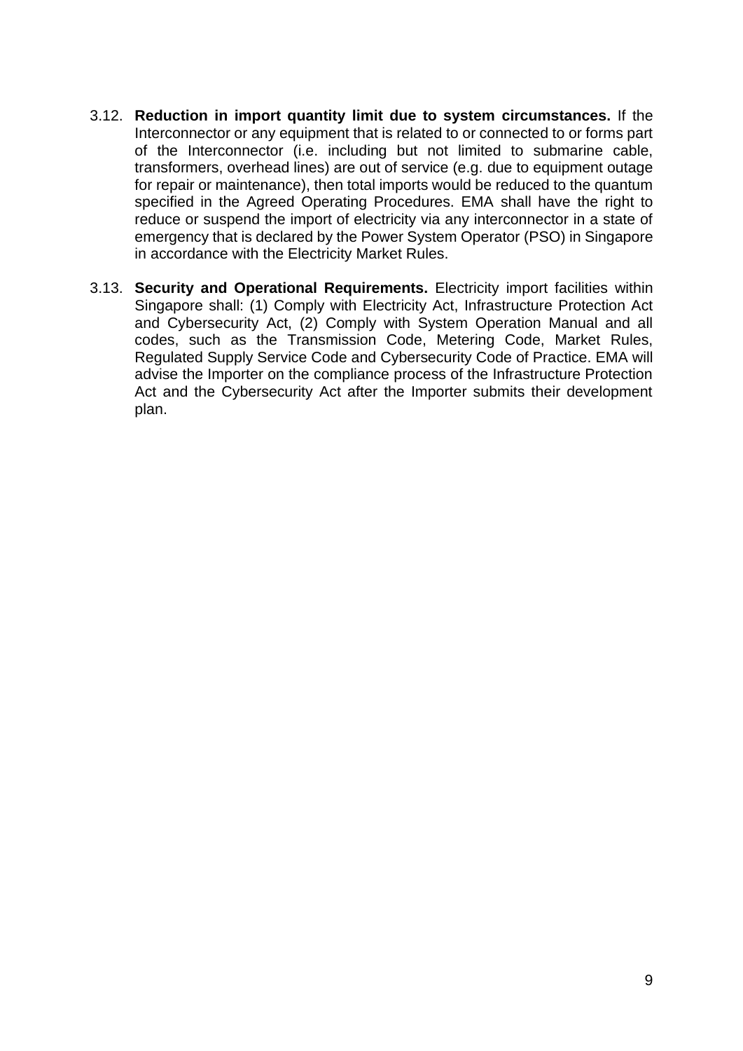3.12. **Reduction in import quantity limit due to system circumstances.** If the Interconnector or any equipment that is related to or connected to or forms part of the Interconnector (i.e. including but not limited to submarine cable, transformers, overhead lines) are out of service (e.g. due to equipment outage for repair or maintenance), then total imports would be reduced to the quantum specified in the Agreed Operating Procedures. EMA shall have the right to reduce or suspend the import of electricity via any interconnector in a state of emergency that is declared by the Power System Operator (PSO) in Singapore in accordance with the Electricity Market Rules.

3.13. **Security and Operational Requirements.** Electricity import facilities within Singapore shall: (1) Comply with Electricity Act, Infrastructure Protection Act and Cybersecurity Act, (2) Comply with System Operation Manual and all codes, such as the Transmission Code, Metering Code, Market Rules, Regulated Supply Service Code and Cybersecurity Code of Practice. EMA will advise the Importer on the compliance process of the Infrastructure Protection Act and the Cybersecurity Act after the Importer submits their development plan.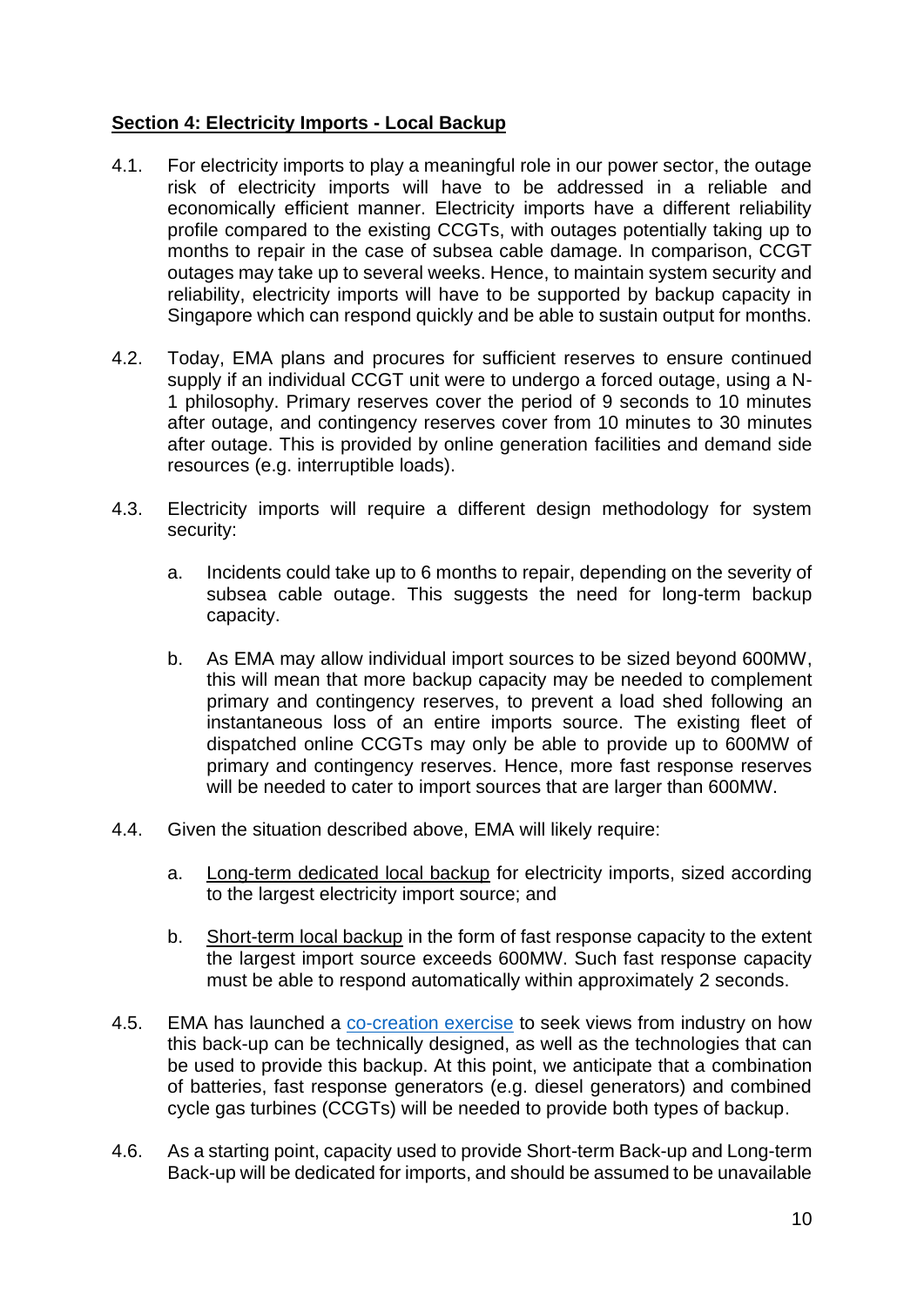**<u>Section 4: Electricity Imports - Local Backup</u>**

4.1. For electricity imports to play a meaningful role in our power sector, the outage risk of electricity imports will have to be addressed in a reliable and economically efficient manner. Electricity imports have a different reliability profile compared to the existing CCGTs, with outages potentially taking up to months to repair in the case of subsea cable damage. In comparison, CCGT outages may take up to several weeks. Hence, to maintain system security and reliability, electricity imports will have to be supported by backup capacity in Singapore which can respond quickly and be able to sustain output for months.

4.2. Today, EMA plans and procures for sufficient reserves to ensure continued supply if an individual CCGT unit were to undergo a forced outage, using a N-1 philosophy. Primary reserves cover the period of 9 seconds to 10 minutes after outage, and contingency reserves cover from 10 minutes to 30 minutes after outage. This is provided by online generation facilities and demand side resources (e.g. interruptible loads).

4.3. Electricity imports will require a different design methodology for system security:

   a. Incidents could take up to 6 months to repair, depending on the severity of subsea cable outage. This suggests the need for long-term backup capacity.

   b. As EMA may allow individual import sources to be sized beyond 600MW, this will mean that more backup capacity may be needed to complement primary and contingency reserves, to prevent a load shed following an instantaneous loss of an entire imports source. The existing fleet of dispatched online CCGTs may only be able to provide up to 600MW of primary and contingency reserves. Hence, more fast response reserves will be needed to cater to import sources that are larger than 600MW.

4.4. Given the situation described above, EMA will likely require:

   a. <u>Long-term dedicated local backup</u> for electricity imports, sized according to the largest electricity import source; and

   b. <u>Short-term local backup</u> in the form of fast response capacity to the extent the largest import source exceeds 600MW. Such fast response capacity must be able to respond automatically within approximately 2 seconds.

4.5. EMA has launched a co-creation exercise to seek views from industry on how this back-up can be technically designed, as well as the technologies that can be used to provide this backup. At this point, we anticipate that a combination of batteries, fast response generators (e.g. diesel generators) and combined cycle gas turbines (CCGTs) will be needed to provide both types of backup.

4.6. As a starting point, capacity used to provide Short-term Back-up and Long-term Back-up will be dedicated for imports, and should be assumed to be unavailable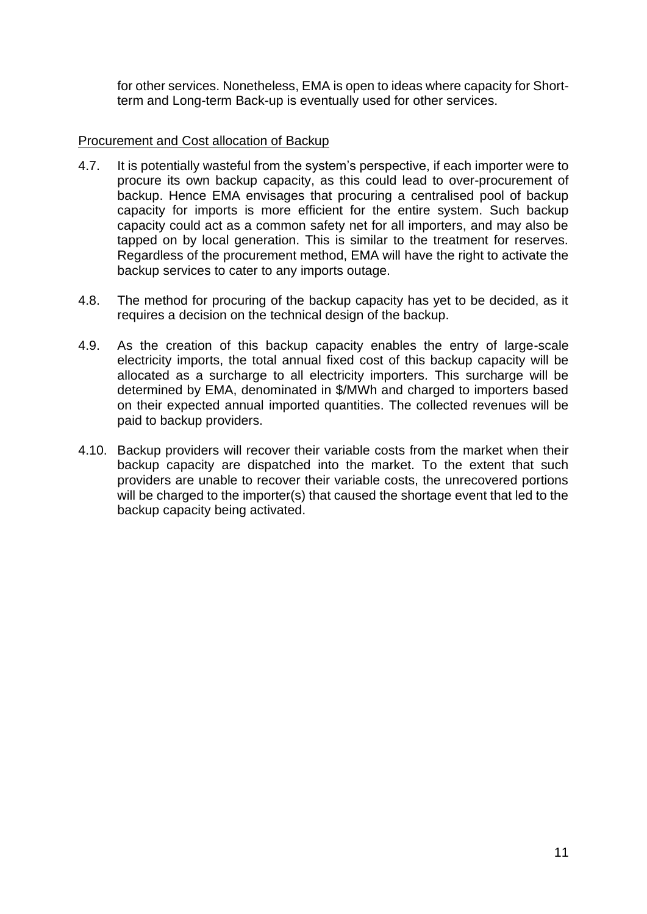for other services. Nonetheless, EMA is open to ideas where capacity for Short-term and Long-term Back-up is eventually used for other services.

Procurement and Cost allocation of Backup

4.7. It is potentially wasteful from the system's perspective, if each importer were to procure its own backup capacity, as this could lead to over-procurement of backup. Hence EMA envisages that procuring a centralised pool of backup capacity for imports is more efficient for the entire system. Such backup capacity could act as a common safety net for all importers, and may also be tapped on by local generation. This is similar to the treatment for reserves. Regardless of the procurement method, EMA will have the right to activate the backup services to cater to any imports outage.

4.8. The method for procuring of the backup capacity has yet to be decided, as it requires a decision on the technical design of the backup.

4.9. As the creation of this backup capacity enables the entry of large-scale electricity imports, the total annual fixed cost of this backup capacity will be allocated as a surcharge to all electricity importers. This surcharge will be determined by EMA, denominated in $/MWh and charged to importers based on their expected annual imported quantities. The collected revenues will be paid to backup providers.

4.10. Backup providers will recover their variable costs from the market when their backup capacity are dispatched into the market. To the extent that such providers are unable to recover their variable costs, the unrecovered portions will be charged to the importer(s) that caused the shortage event that led to the backup capacity being activated.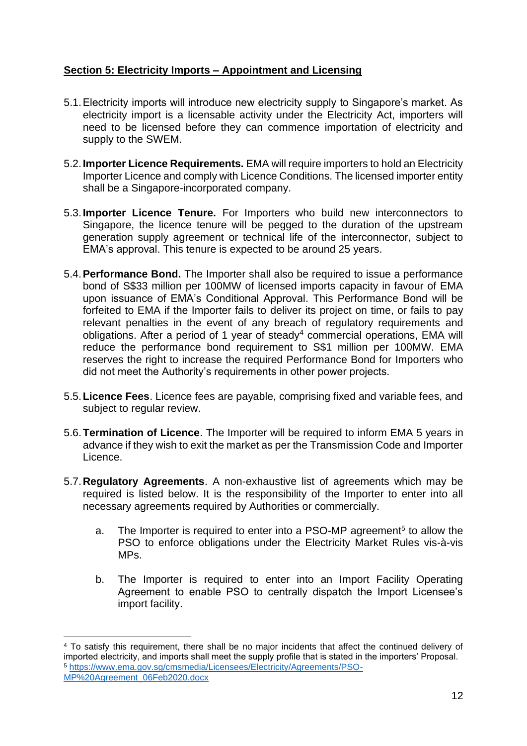## **Section 5: Electricity Imports – Appointment and Licensing**

5.1. Electricity imports will introduce new electricity supply to Singapore's market. As electricity import is a licensable activity under the Electricity Act, importers will need to be licensed before they can commence importation of electricity and supply to the SWEM.

5.2. **Importer Licence Requirements.** EMA will require importers to hold an Electricity Importer Licence and comply with Licence Conditions. The licensed importer entity shall be a Singapore-incorporated company.

5.3. **Importer Licence Tenure.** For Importers who build new interconnectors to Singapore, the licence tenure will be pegged to the duration of the upstream generation supply agreement or technical life of the interconnector, subject to EMA's approval. This tenure is expected to be around 25 years.

5.4. **Performance Bond.** The Importer shall also be required to issue a performance bond of S$33 million per 100MW of licensed imports capacity in favour of EMA upon issuance of EMA's Conditional Approval. This Performance Bond will be forfeited to EMA if the Importer fails to deliver its project on time, or fails to pay relevant penalties in the event of any breach of regulatory requirements and obligations. After a period of 1 year of steady[4] commercial operations, EMA will reduce the performance bond requirement to S$1 million per 100MW. EMA reserves the right to increase the required Performance Bond for Importers who did not meet the Authority's requirements in other power projects.

5.5. **Licence Fees**. Licence fees are payable, comprising fixed and variable fees, and subject to regular review.

5.6. **Termination of Licence**. The Importer will be required to inform EMA 5 years in advance if they wish to exit the market as per the Transmission Code and Importer Licence.

5.7. **Regulatory Agreements**. A non-exhaustive list of agreements which may be required is listed below. It is the responsibility of the Importer to enter into all necessary agreements required by Authorities or commercially.

a. The Importer is required to enter into a PSO-MP agreement[5] to allow the PSO to enforce obligations under the Electricity Market Rules vis-à-vis MPs.

b. The Importer is required to enter into an Import Facility Operating Agreement to enable PSO to centrally dispatch the Import Licensee's import facility.

---

[4] To satisfy this requirement, there shall be no major incidents that affect the continued delivery of imported electricity, and imports shall meet the supply profile that is stated in the importers' Proposal.

[5] https://www.ema.gov.sg/cmsmedia/Licensees/Electricity/Agreements/PSO-MP%20Agreement_06Feb2020.docx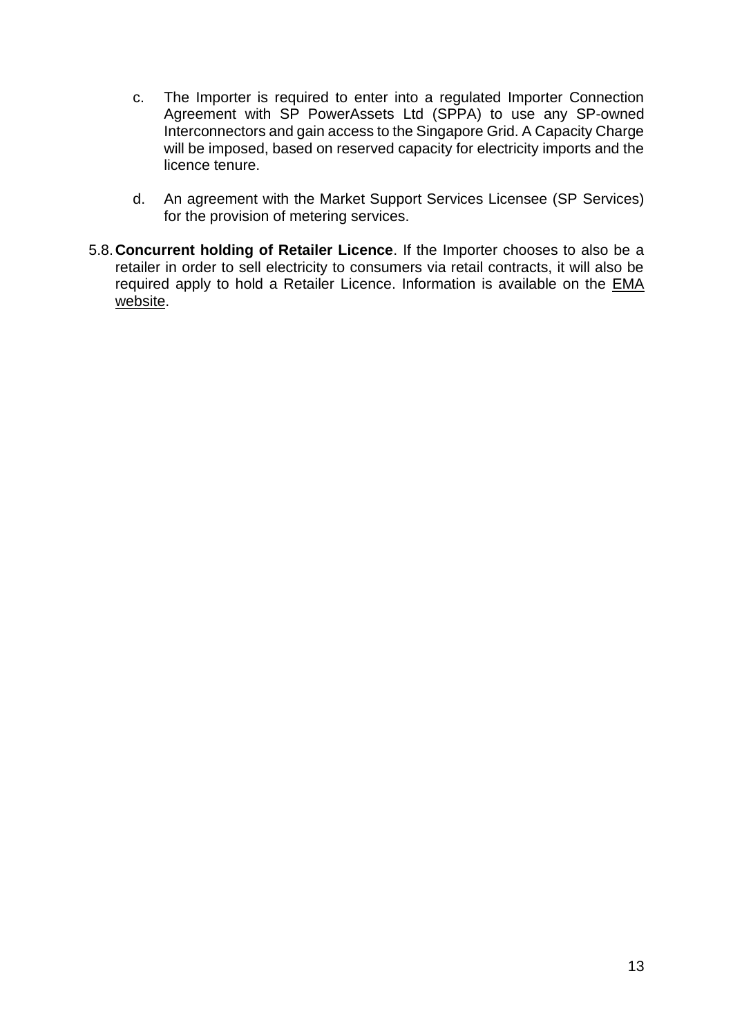c. The Importer is required to enter into a regulated Importer Connection Agreement with SP PowerAssets Ltd (SPPA) to use any SP-owned Interconnectors and gain access to the Singapore Grid. A Capacity Charge will be imposed, based on reserved capacity for electricity imports and the licence tenure.

d. An agreement with the Market Support Services Licensee (SP Services) for the provision of metering services.

5.8. **Concurrent holding of Retailer Licence**. If the Importer chooses to also be a retailer in order to sell electricity to consumers via retail contracts, it will also be required apply to hold a Retailer Licence. Information is available on the EMA website.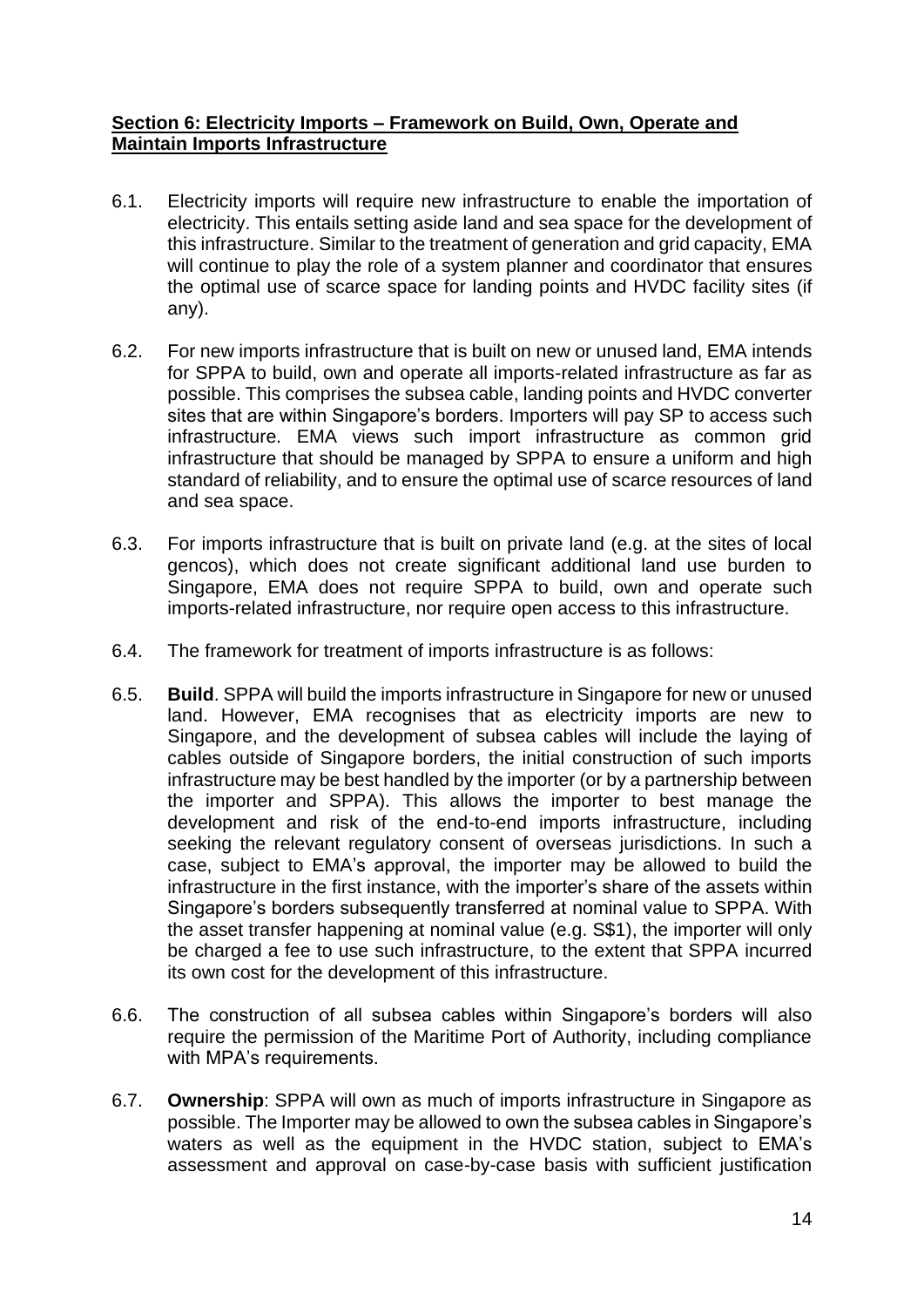## **Section 6: Electricity Imports – Framework on Build, Own, Operate and Maintain Imports Infrastructure**

6.1. Electricity imports will require new infrastructure to enable the importation of electricity. This entails setting aside land and sea space for the development of this infrastructure. Similar to the treatment of generation and grid capacity, EMA will continue to play the role of a system planner and coordinator that ensures the optimal use of scarce space for landing points and HVDC facility sites (if any).

6.2. For new imports infrastructure that is built on new or unused land, EMA intends for SPPA to build, own and operate all imports-related infrastructure as far as possible. This comprises the subsea cable, landing points and HVDC converter sites that are within Singapore's borders. Importers will pay SP to access such infrastructure. EMA views such import infrastructure as common grid infrastructure that should be managed by SPPA to ensure a uniform and high standard of reliability, and to ensure the optimal use of scarce resources of land and sea space.

6.3. For imports infrastructure that is built on private land (e.g. at the sites of local gencos), which does not create significant additional land use burden to Singapore, EMA does not require SPPA to build, own and operate such imports-related infrastructure, nor require open access to this infrastructure.

6.4. The framework for treatment of imports infrastructure is as follows:

6.5. **Build**. SPPA will build the imports infrastructure in Singapore for new or unused land. However, EMA recognises that as electricity imports are new to Singapore, and the development of subsea cables will include the laying of cables outside of Singapore borders, the initial construction of such imports infrastructure may be best handled by the importer (or by a partnership between the importer and SPPA). This allows the importer to best manage the development and risk of the end-to-end imports infrastructure, including seeking the relevant regulatory consent of overseas jurisdictions. In such a case, subject to EMA's approval, the importer may be allowed to build the infrastructure in the first instance, with the importer's share of the assets within Singapore's borders subsequently transferred at nominal value to SPPA. With the asset transfer happening at nominal value (e.g. S$1), the importer will only be charged a fee to use such infrastructure, to the extent that SPPA incurred its own cost for the development of this infrastructure.

6.6. The construction of all subsea cables within Singapore's borders will also require the permission of the Maritime Port of Authority, including compliance with MPA's requirements.

6.7. **Ownership**: SPPA will own as much of imports infrastructure in Singapore as possible. The Importer may be allowed to own the subsea cables in Singapore's waters as well as the equipment in the HVDC station, subject to EMA's assessment and approval on case-by-case basis with sufficient justification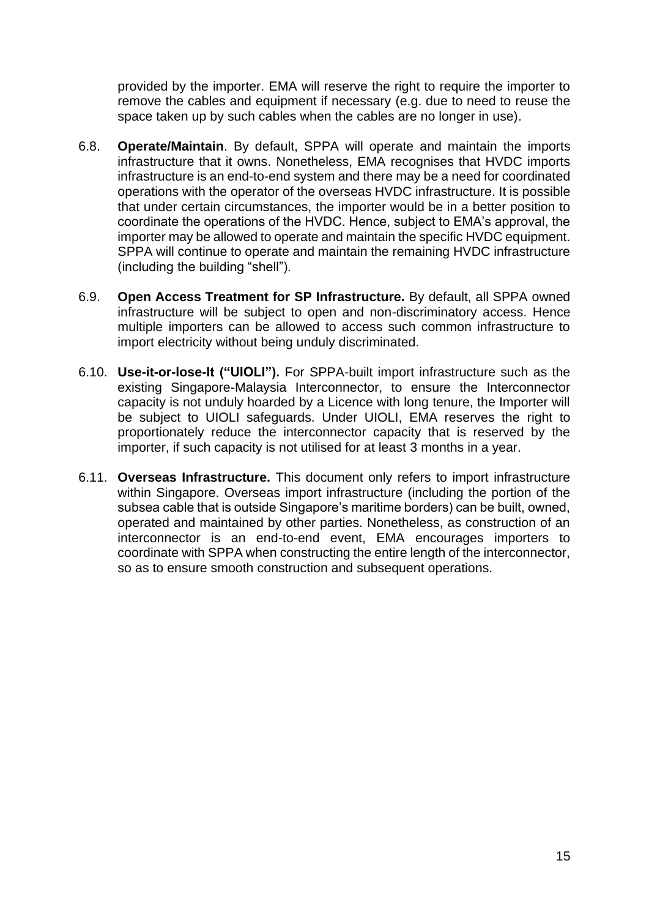provided by the importer. EMA will reserve the right to require the importer to remove the cables and equipment if necessary (e.g. due to need to reuse the space taken up by such cables when the cables are no longer in use).

6.8. **Operate/Maintain**. By default, SPPA will operate and maintain the imports infrastructure that it owns. Nonetheless, EMA recognises that HVDC imports infrastructure is an end-to-end system and there may be a need for coordinated operations with the operator of the overseas HVDC infrastructure. It is possible that under certain circumstances, the importer would be in a better position to coordinate the operations of the HVDC. Hence, subject to EMA's approval, the importer may be allowed to operate and maintain the specific HVDC equipment. SPPA will continue to operate and maintain the remaining HVDC infrastructure (including the building "shell").

6.9. **Open Access Treatment for SP Infrastructure.** By default, all SPPA owned infrastructure will be subject to open and non-discriminatory access. Hence multiple importers can be allowed to access such common infrastructure to import electricity without being unduly discriminated.

6.10. **Use-it-or-lose-It ("UIOLI").** For SPPA-built import infrastructure such as the existing Singapore-Malaysia Interconnector, to ensure the Interconnector capacity is not unduly hoarded by a Licence with long tenure, the Importer will be subject to UIOLI safeguards. Under UIOLI, EMA reserves the right to proportionately reduce the interconnector capacity that is reserved by the importer, if such capacity is not utilised for at least 3 months in a year.

6.11. **Overseas Infrastructure.** This document only refers to import infrastructure within Singapore. Overseas import infrastructure (including the portion of the subsea cable that is outside Singapore's maritime borders) can be built, owned, operated and maintained by other parties. Nonetheless, as construction of an interconnector is an end-to-end event, EMA encourages importers to coordinate with SPPA when constructing the entire length of the interconnector, so as to ensure smooth construction and subsequent operations.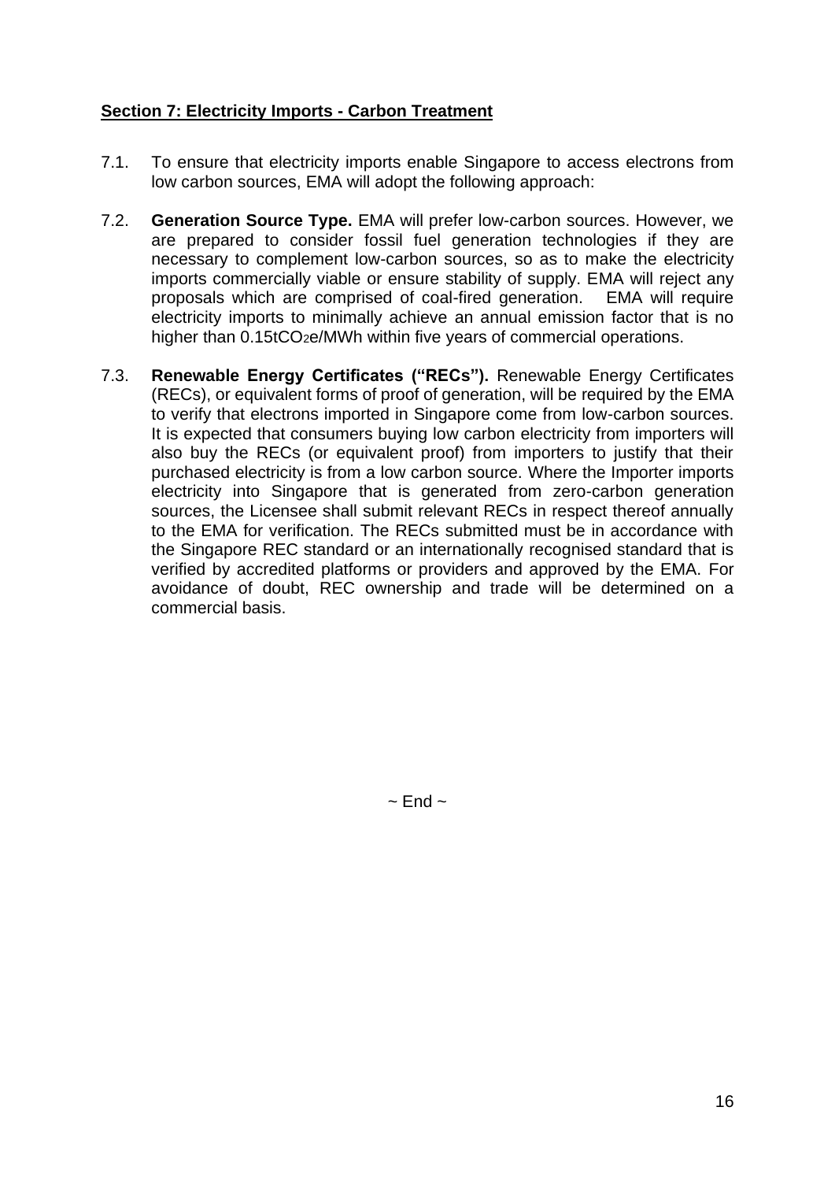## Section 7: Electricity Imports - Carbon Treatment

7.1. To ensure that electricity imports enable Singapore to access electrons from low carbon sources, EMA will adopt the following approach:

7.2. **Generation Source Type.** EMA will prefer low-carbon sources. However, we are prepared to consider fossil fuel generation technologies if they are necessary to complement low-carbon sources, so as to make the electricity imports commercially viable or ensure stability of supply. EMA will reject any proposals which are comprised of coal-fired generation. EMA will require electricity imports to minimally achieve an annual emission factor that is no higher than 0.15t$CO_2$e/MWh within five years of commercial operations.

7.3. **Renewable Energy Certificates ("RECs").** Renewable Energy Certificates (RECs), or equivalent forms of proof of generation, will be required by the EMA to verify that electrons imported in Singapore come from low-carbon sources. It is expected that consumers buying low carbon electricity from importers will also buy the RECs (or equivalent proof) from importers to justify that their purchased electricity is from a low carbon source. Where the Importer imports electricity into Singapore that is generated from zero-carbon generation sources, the Licensee shall submit relevant RECs in respect thereof annually to the EMA for verification. The RECs submitted must be in accordance with the Singapore REC standard or an internationally recognised standard that is verified by accredited platforms or providers and approved by the EMA. For avoidance of doubt, REC ownership and trade will be determined on a commercial basis.

~ End ~